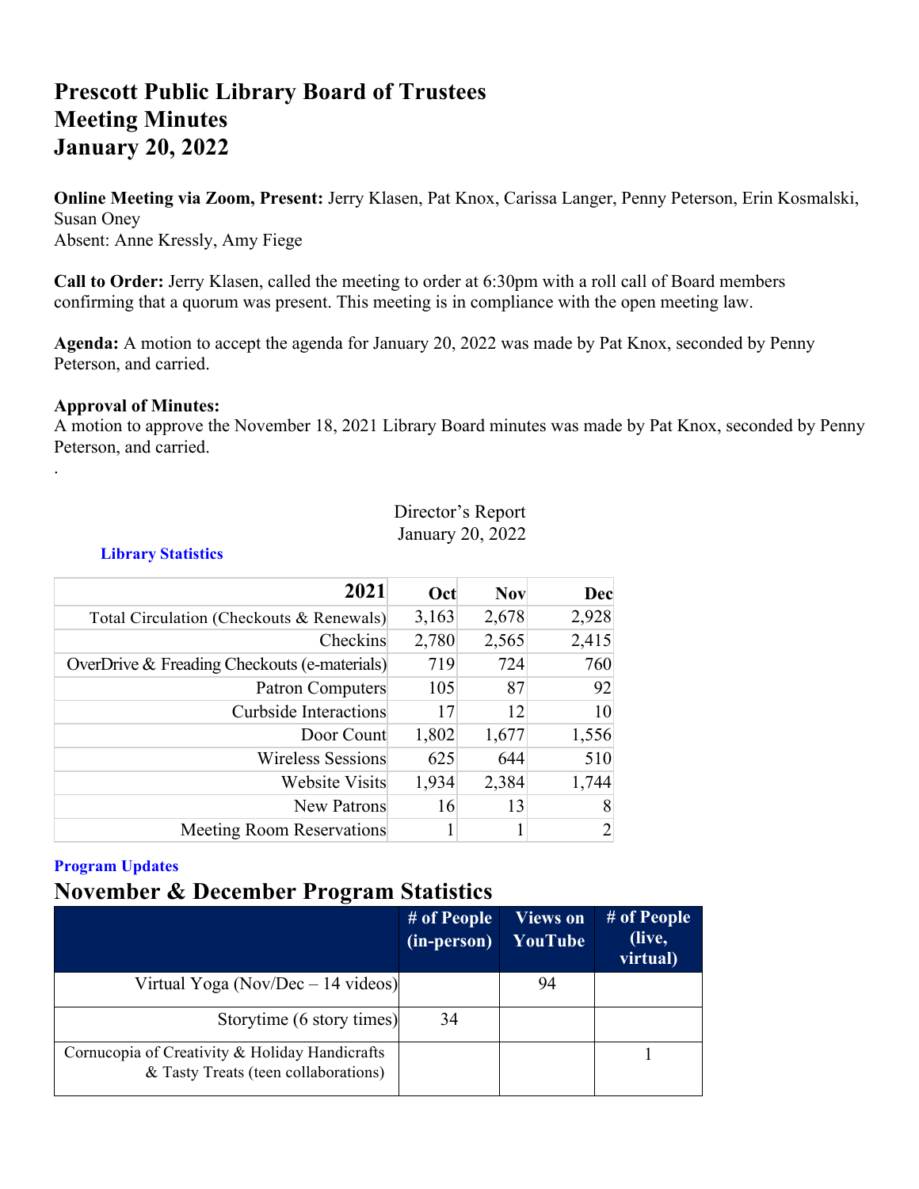# Prescott Public Library Board of Trustees
# Meeting Minutes
# January 20, 2022

**Online Meeting via Zoom, Present:** Jerry Klasen, Pat Knox, Carissa Langer, Penny Peterson, Erin Kosmalski, Susan Oney
Absent: Anne Kressly, Amy Fiege

**Call to Order:** Jerry Klasen, called the meeting to order at 6:30pm with a roll call of Board members confirming that a quorum was present. This meeting is in compliance with the open meeting law.

**Agenda:** A motion to accept the agenda for January 20, 2022 was made by Pat Knox, seconded by Penny Peterson, and carried.

**Approval of Minutes:**
A motion to approve the November 18, 2021 Library Board minutes was made by Pat Knox, seconded by Penny Peterson, and carried.

.

Director's Report
January 20, 2022

**Library Statistics**

| 2021 | Oct | Nov | Dec |
|---:|---:|---:|---:|
| Total Circulation (Checkouts & Renewals) | 3,163 | 2,678 | 2,928 |
| Checkins | 2,780 | 2,565 | 2,415 |
| OverDrive & Freading Checkouts (e-materials) | 719 | 724 | 760 |
| Patron Computers | 105 | 87 | 92 |
| Curbside Interactions | 17 | 12 | 10 |
| Door Count | 1,802 | 1,677 | 1,556 |
| Wireless Sessions | 625 | 644 | 510 |
| Website Visits | 1,934 | 2,384 | 1,744 |
| New Patrons | 16 | 13 | 8 |
| Meeting Room Reservations | 1 | 1 | 2 |

**Program Updates**

## November & December Program Statistics

| | # of People (in-person) | Views on YouTube | # of People (live, virtual) |
|---:|---|---|---|
| Virtual Yoga (Nov/Dec – 14 videos) | | 94 | |
| Storytime (6 story times) | 34 | | |
| Cornucopia of Creativity & Holiday Handicrafts & Tasty Treats (teen collaborations) | | | 1 |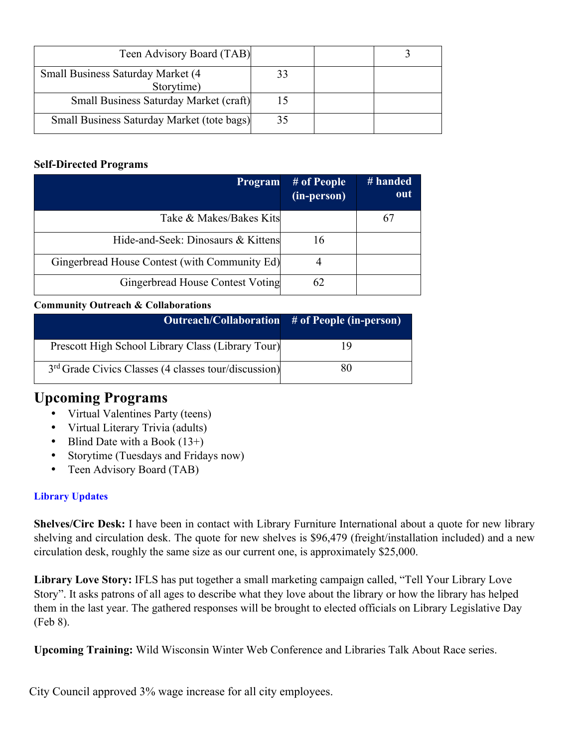| | | | |
|---|---|---|---|
| Teen Advisory Board (TAB) | | | 3 |
| Small Business Saturday Market (4 Storytime) | 33 | | |
| Small Business Saturday Market (craft) | 15 | | |
| Small Business Saturday Market (tote bags) | 35 | | |

**Self-Directed Programs**

| Program | # of People (in-person) | # handed out |
|---|---|---|
| Take & Makes/Bakes Kits | | 67 |
| Hide-and-Seek: Dinosaurs & Kittens | 16 | |
| Gingerbread House Contest (with Community Ed) | 4 | |
| Gingerbread House Contest Voting | 62 | |

**Community Outreach & Collaborations**

| Outreach/Collaboration | # of People (in-person) |
|---|---|
| Prescott High School Library Class (Library Tour) | 19 |
| 3rd Grade Civics Classes (4 classes tour/discussion) | 80 |

# Upcoming Programs

- Virtual Valentines Party (teens)
- Virtual Literary Trivia (adults)
- Blind Date with a Book (13+)
- Storytime (Tuesdays and Fridays now)
- Teen Advisory Board (TAB)

**Library Updates**

**Shelves/Circ Desk:** I have been in contact with Library Furniture International about a quote for new library shelving and circulation desk. The quote for new shelves is $96,479 (freight/installation included) and a new circulation desk, roughly the same size as our current one, is approximately $25,000.

**Library Love Story:** IFLS has put together a small marketing campaign called, "Tell Your Library Love Story". It asks patrons of all ages to describe what they love about the library or how the library has helped them in the last year. The gathered responses will be brought to elected officials on Library Legislative Day (Feb 8).

**Upcoming Training:** Wild Wisconsin Winter Web Conference and Libraries Talk About Race series.

City Council approved 3% wage increase for all city employees.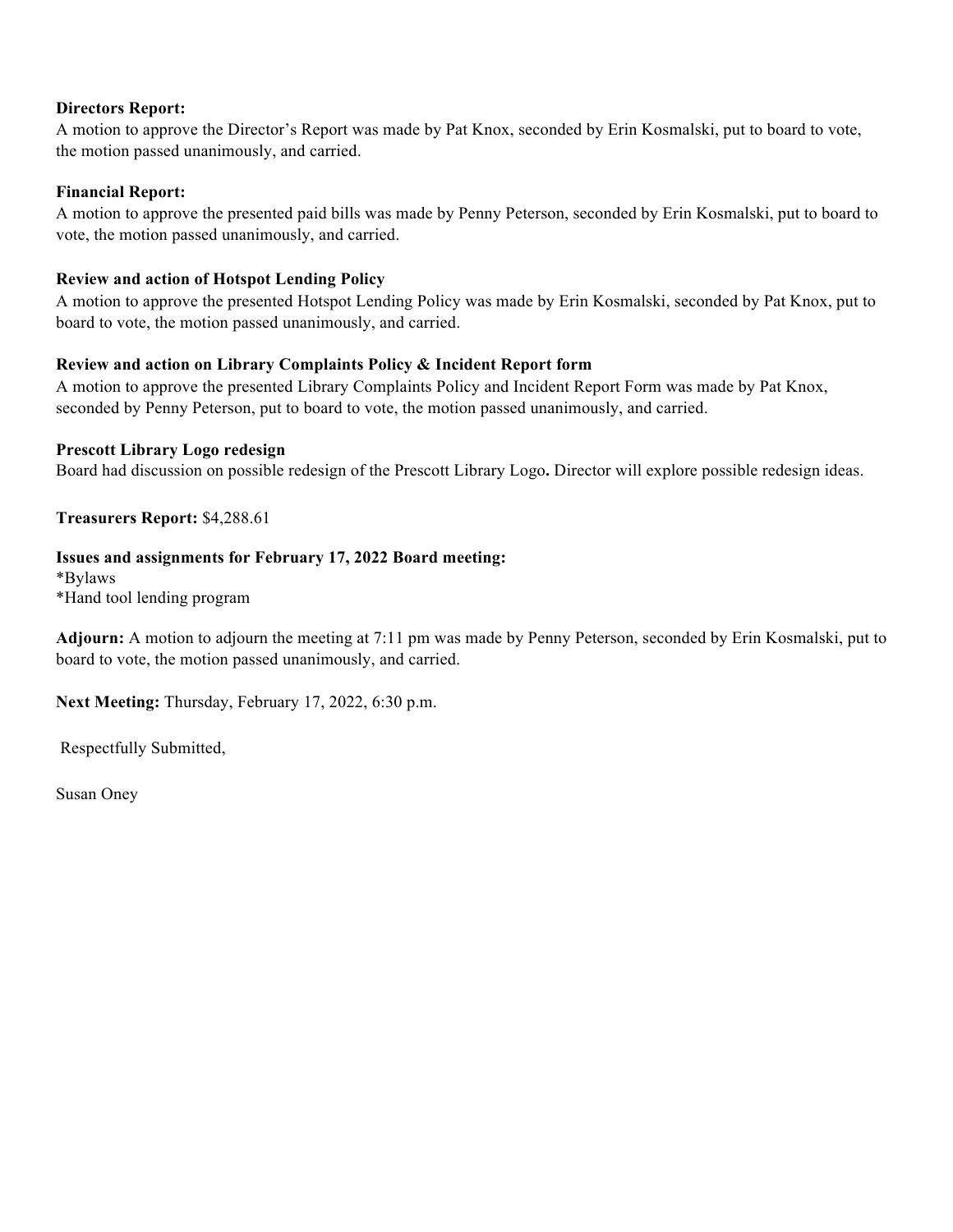**Directors Report:**
A motion to approve the Director's Report was made by Pat Knox, seconded by Erin Kosmalski, put to board to vote, the motion passed unanimously, and carried.

**Financial Report:**
A motion to approve the presented paid bills was made by Penny Peterson, seconded by Erin Kosmalski, put to board to vote, the motion passed unanimously, and carried.

**Review and action of Hotspot Lending Policy**
A motion to approve the presented Hotspot Lending Policy was made by Erin Kosmalski, seconded by Pat Knox, put to board to vote, the motion passed unanimously, and carried.

**Review and action on Library Complaints Policy & Incident Report form**
A motion to approve the presented Library Complaints Policy and Incident Report Form was made by Pat Knox, seconded by Penny Peterson, put to board to vote, the motion passed unanimously, and carried.

**Prescott Library Logo redesign**
Board had discussion on possible redesign of the Prescott Library Logo**.** Director will explore possible redesign ideas.

**Treasurers Report:** $4,288.61

**Issues and assignments for February 17, 2022 Board meeting:**
*Bylaws
*Hand tool lending program

**Adjourn:** A motion to adjourn the meeting at 7:11 pm was made by Penny Peterson, seconded by Erin Kosmalski, put to board to vote, the motion passed unanimously, and carried.

**Next Meeting:** Thursday, February 17, 2022, 6:30 p.m.

Respectfully Submitted,

Susan Oney